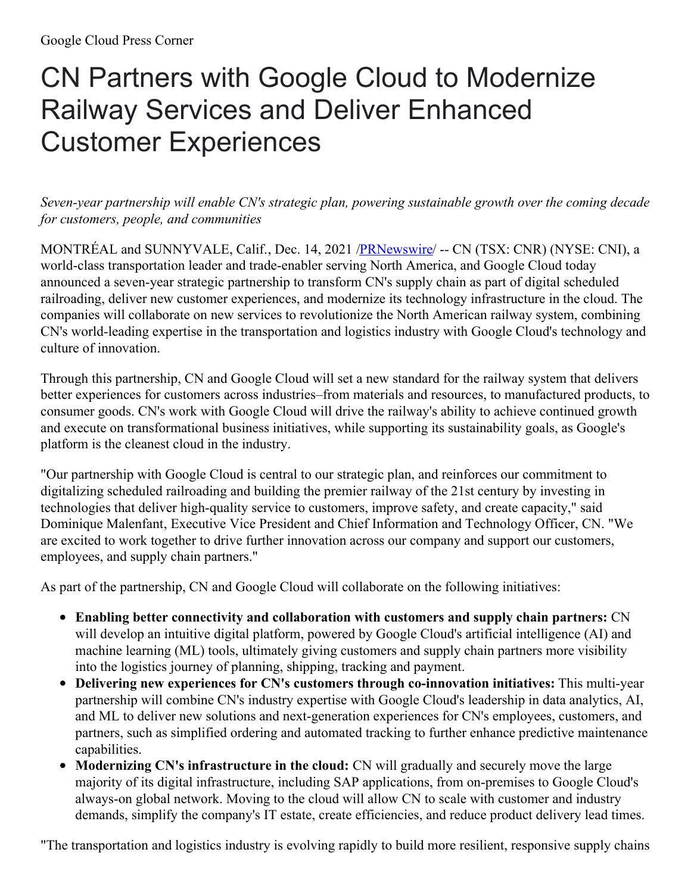Google Cloud Press Corner

# CN Partners with Google Cloud to Modernize Railway Services and Deliver Enhanced Customer Experiences

*Seven-year partnership will enable CN's strategic plan, powering sustainable growth over the coming decade for customers, people, and communities*

MONTRÉAL and SUNNYVALE, Calif., Dec. 14, 2021 /PRNewswire/ -- CN (TSX: CNR) (NYSE: CNI), a world-class transportation leader and trade-enabler serving North America, and Google Cloud today announced a seven-year strategic partnership to transform CN's supply chain as part of digital scheduled railroading, deliver new customer experiences, and modernize its technology infrastructure in the cloud. The companies will collaborate on new services to revolutionize the North American railway system, combining CN's world-leading expertise in the transportation and logistics industry with Google Cloud's technology and culture of innovation.

Through this partnership, CN and Google Cloud will set a new standard for the railway system that delivers better experiences for customers across industries–from materials and resources, to manufactured products, to consumer goods. CN's work with Google Cloud will drive the railway's ability to achieve continued growth and execute on transformational business initiatives, while supporting its sustainability goals, as Google's platform is the cleanest cloud in the industry.

"Our partnership with Google Cloud is central to our strategic plan, and reinforces our commitment to digitalizing scheduled railroading and building the premier railway of the 21st century by investing in technologies that deliver high-quality service to customers, improve safety, and create capacity," said Dominique Malenfant, Executive Vice President and Chief Information and Technology Officer, CN. "We are excited to work together to drive further innovation across our company and support our customers, employees, and supply chain partners."

As part of the partnership, CN and Google Cloud will collaborate on the following initiatives:

- **Enabling better connectivity and collaboration with customers and supply chain partners:** CN will develop an intuitive digital platform, powered by Google Cloud's artificial intelligence (AI) and machine learning (ML) tools, ultimately giving customers and supply chain partners more visibility into the logistics journey of planning, shipping, tracking and payment.
- **Delivering new experiences for CN's customers through co-innovation initiatives:** This multi-year partnership will combine CN's industry expertise with Google Cloud's leadership in data analytics, AI, and ML to deliver new solutions and next-generation experiences for CN's employees, customers, and partners, such as simplified ordering and automated tracking to further enhance predictive maintenance capabilities.
- **Modernizing CN's infrastructure in the cloud:** CN will gradually and securely move the large majority of its digital infrastructure, including SAP applications, from on-premises to Google Cloud's always-on global network. Moving to the cloud will allow CN to scale with customer and industry demands, simplify the company's IT estate, create efficiencies, and reduce product delivery lead times.

"The transportation and logistics industry is evolving rapidly to build more resilient, responsive supply chains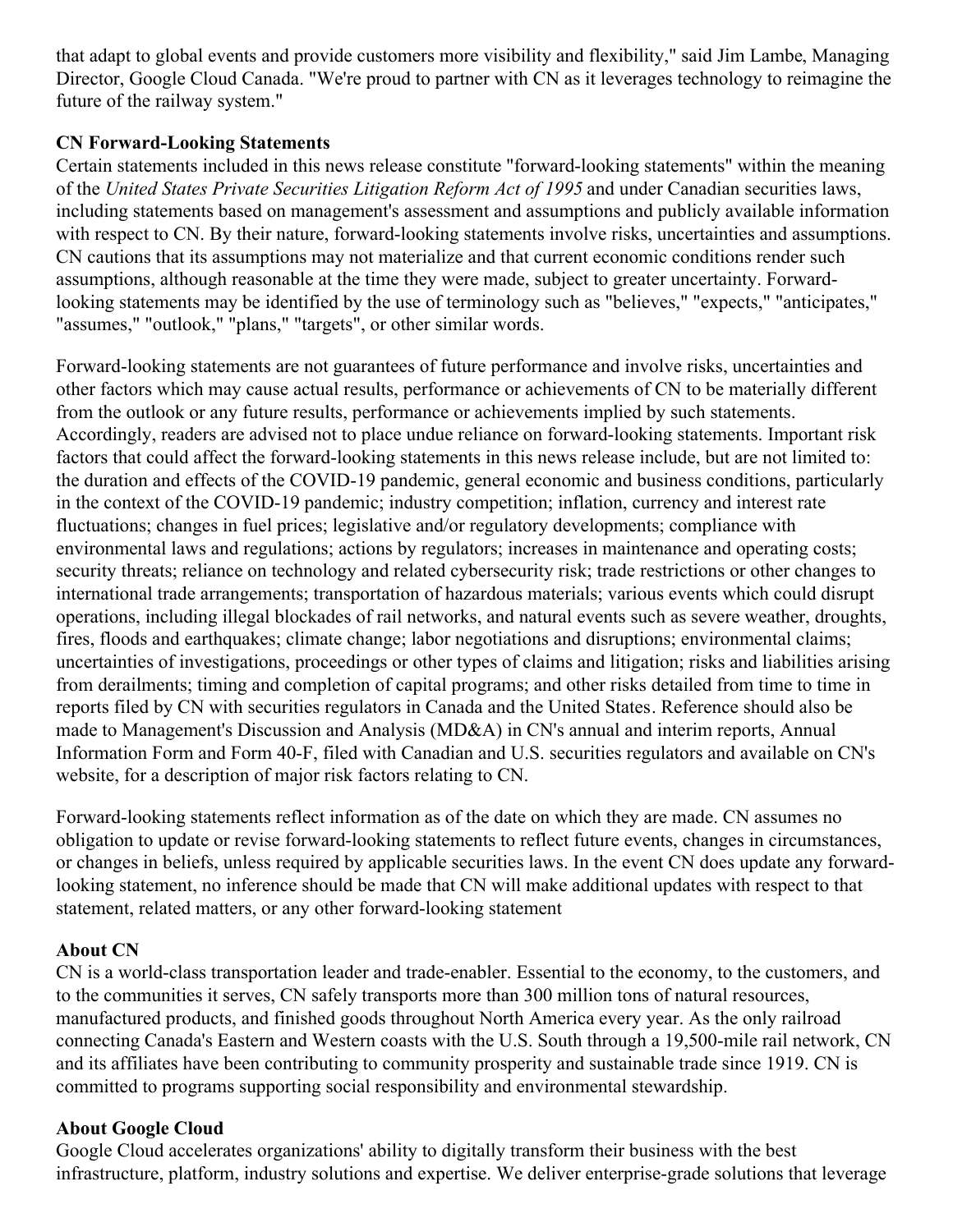that adapt to global events and provide customers more visibility and flexibility," said Jim Lambe, Managing Director, Google Cloud Canada. "We're proud to partner with CN as it leverages technology to reimagine the future of the railway system."

**CN Forward-Looking Statements**

Certain statements included in this news release constitute "forward-looking statements" within the meaning of the *United States Private Securities Litigation Reform Act of 1995* and under Canadian securities laws, including statements based on management's assessment and assumptions and publicly available information with respect to CN. By their nature, forward-looking statements involve risks, uncertainties and assumptions. CN cautions that its assumptions may not materialize and that current economic conditions render such assumptions, although reasonable at the time they were made, subject to greater uncertainty. Forward-looking statements may be identified by the use of terminology such as "believes," "expects," "anticipates," "assumes," "outlook," "plans," "targets", or other similar words.

Forward-looking statements are not guarantees of future performance and involve risks, uncertainties and other factors which may cause actual results, performance or achievements of CN to be materially different from the outlook or any future results, performance or achievements implied by such statements. Accordingly, readers are advised not to place undue reliance on forward-looking statements. Important risk factors that could affect the forward-looking statements in this news release include, but are not limited to: the duration and effects of the COVID-19 pandemic, general economic and business conditions, particularly in the context of the COVID-19 pandemic; industry competition; inflation, currency and interest rate fluctuations; changes in fuel prices; legislative and/or regulatory developments; compliance with environmental laws and regulations; actions by regulators; increases in maintenance and operating costs; security threats; reliance on technology and related cybersecurity risk; trade restrictions or other changes to international trade arrangements; transportation of hazardous materials; various events which could disrupt operations, including illegal blockades of rail networks, and natural events such as severe weather, droughts, fires, floods and earthquakes; climate change; labor negotiations and disruptions; environmental claims; uncertainties of investigations, proceedings or other types of claims and litigation; risks and liabilities arising from derailments; timing and completion of capital programs; and other risks detailed from time to time in reports filed by CN with securities regulators in Canada and the United States. Reference should also be made to Management's Discussion and Analysis (MD&A) in CN's annual and interim reports, Annual Information Form and Form 40-F, filed with Canadian and U.S. securities regulators and available on CN's website, for a description of major risk factors relating to CN.

Forward-looking statements reflect information as of the date on which they are made. CN assumes no obligation to update or revise forward-looking statements to reflect future events, changes in circumstances, or changes in beliefs, unless required by applicable securities laws. In the event CN does update any forward-looking statement, no inference should be made that CN will make additional updates with respect to that statement, related matters, or any other forward-looking statement

**About CN**

CN is a world-class transportation leader and trade-enabler. Essential to the economy, to the customers, and to the communities it serves, CN safely transports more than 300 million tons of natural resources, manufactured products, and finished goods throughout North America every year. As the only railroad connecting Canada's Eastern and Western coasts with the U.S. South through a 19,500-mile rail network, CN and its affiliates have been contributing to community prosperity and sustainable trade since 1919. CN is committed to programs supporting social responsibility and environmental stewardship.

**About Google Cloud**

Google Cloud accelerates organizations' ability to digitally transform their business with the best infrastructure, platform, industry solutions and expertise. We deliver enterprise-grade solutions that leverage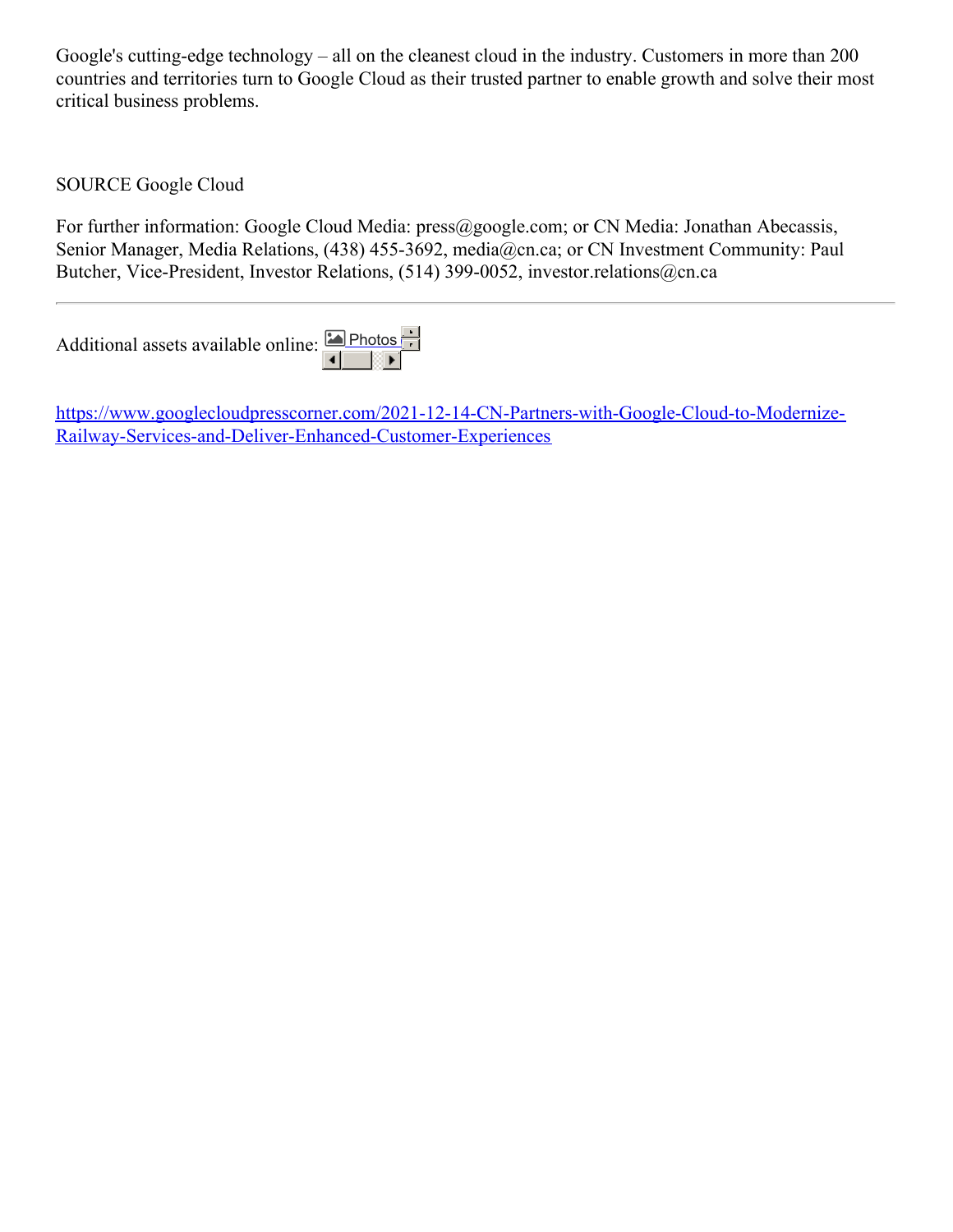Google's cutting-edge technology – all on the cleanest cloud in the industry. Customers in more than 200 countries and territories turn to Google Cloud as their trusted partner to enable growth and solve their most critical business problems.

SOURCE Google Cloud

For further information: Google Cloud Media: press@google.com; or CN Media: Jonathan Abecassis, Senior Manager, Media Relations, (438) 455-3692, media@cn.ca; or CN Investment Community: Paul Butcher, Vice-President, Investor Relations, (514) 399-0052, investor.relations@cn.ca

---

Additional assets available online: Photos

https://www.googlecloudpresscorner.com/2021-12-14-CN-Partners-with-Google-Cloud-to-Modernize-Railway-Services-and-Deliver-Enhanced-Customer-Experiences